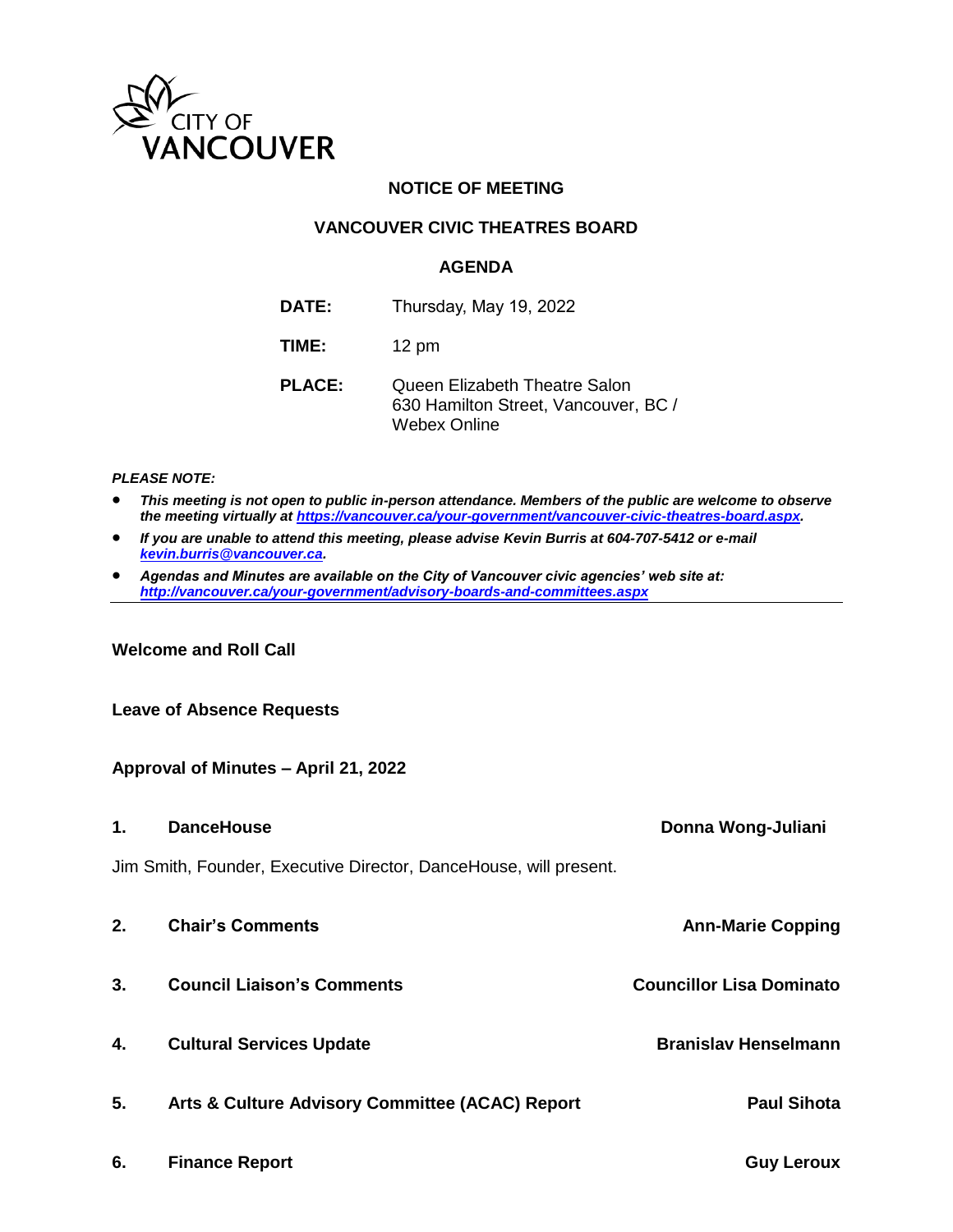CITY OF VANCOUVER

# NOTICE OF MEETING

## VANCOUVER CIVIC THEATRES BOARD

## AGENDA

**DATE:** Thursday, May 19, 2022

**TIME:** 12 pm

**PLACE:** Queen Elizabeth Theatre Salon
630 Hamilton Street, Vancouver, BC /
Webex Online

***PLEASE NOTE:***

- ***This meeting is not open to public in-person attendance. Members of the public are welcome to observe the meeting virtually at https://vancouver.ca/your-government/vancouver-civic-theatres-board.aspx.***
- ***If you are unable to attend this meeting, please advise Kevin Burris at 604-707-5412 or e-mail kevin.burris@vancouver.ca.***
- ***Agendas and Minutes are available on the City of Vancouver civic agencies' web site at: http://vancouver.ca/your-government/advisory-boards-and-committees.aspx***

---

**Welcome and Roll Call**

**Leave of Absence Requests**

**Approval of Minutes – April 21, 2022**

**1. DanceHouse** — **Donna Wong-Juliani**

Jim Smith, Founder, Executive Director, DanceHouse, will present.

**2. Chair's Comments** — **Ann-Marie Copping**

**3. Council Liaison's Comments** — **Councillor Lisa Dominato**

**4. Cultural Services Update** — **Branislav Henselmann**

**5. Arts & Culture Advisory Committee (ACAC) Report** — **Paul Sihota**

**6. Finance Report** — **Guy Leroux**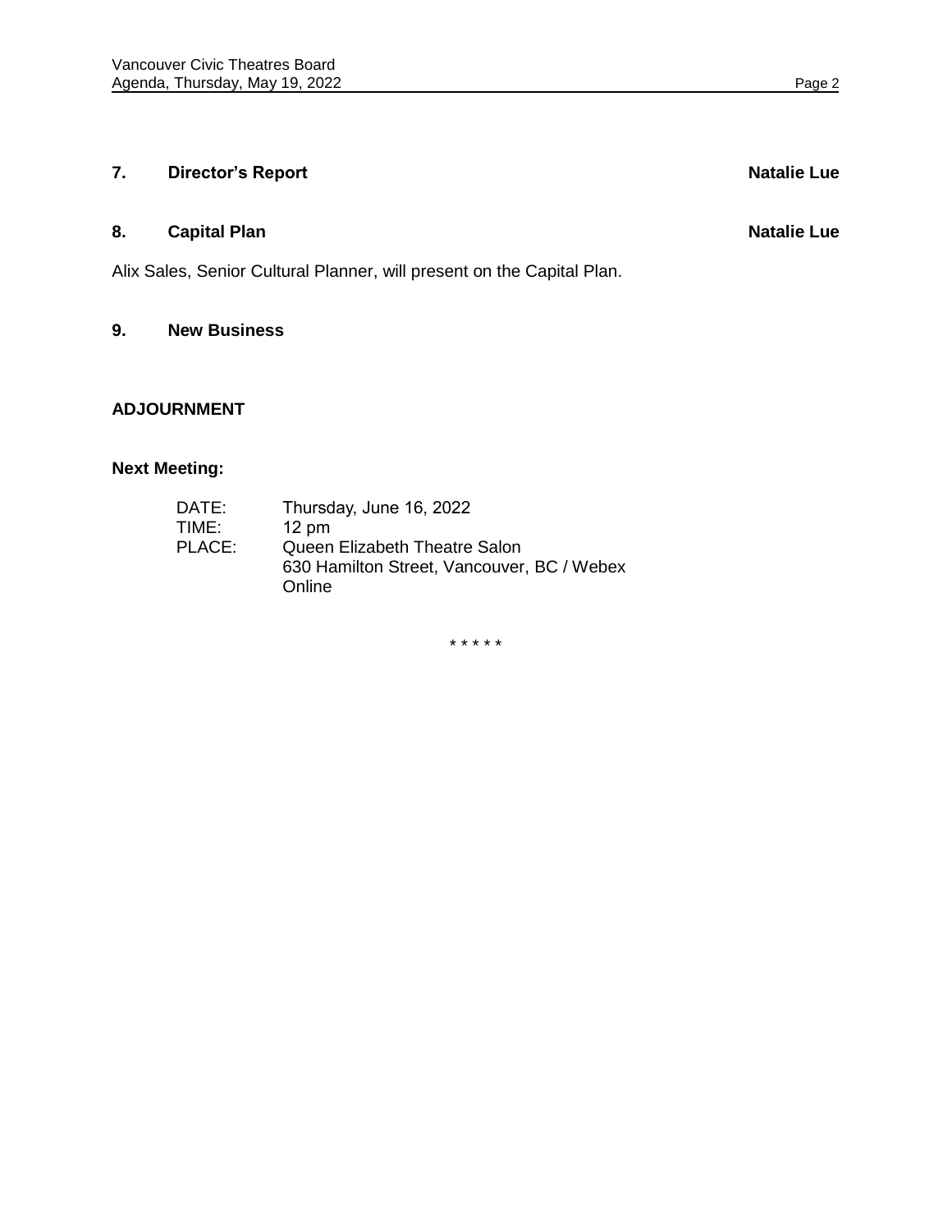**7. Director's Report** **Natalie Lue**

**8. Capital Plan** **Natalie Lue**

Alix Sales, Senior Cultural Planner, will present on the Capital Plan.

**9. New Business**

**ADJOURNMENT**

**Next Meeting:**

DATE: Thursday, June 16, 2022
TIME: 12 pm
PLACE: Queen Elizabeth Theatre Salon
630 Hamilton Street, Vancouver, BC / Webex
Online

* * * * *